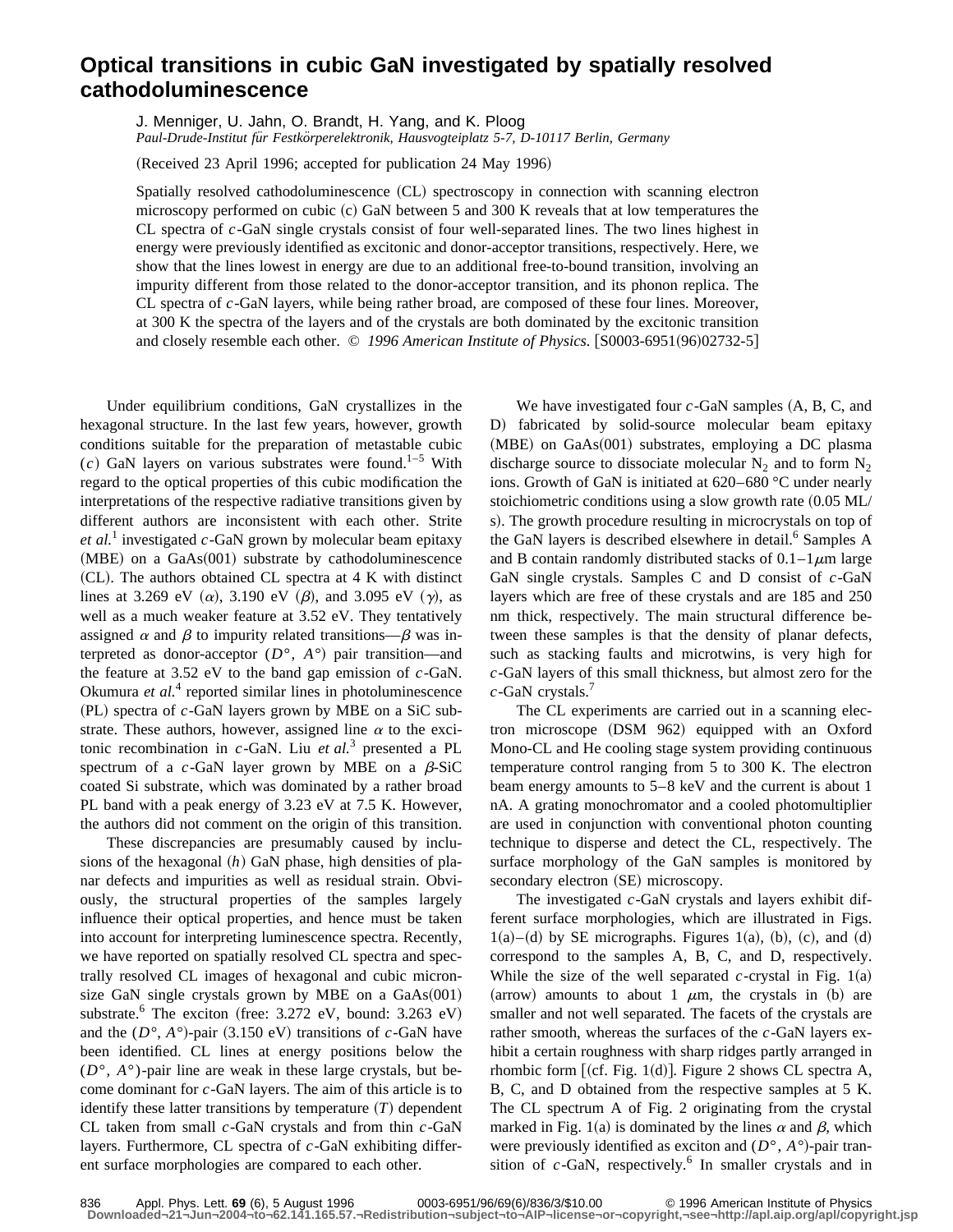# Optical transitions in cubic GaN investigated by spatially resolved cathodoluminescence

J. Menniger, U. Jahn, O. Brandt, H. Yang, and K. Ploog

*Paul-Drude-Institut für Festkörperelektronik, Hausvogteiplatz 5-7, D-10117 Berlin, Germany*

(Received 23 April 1996; accepted for publication 24 May 1996)

Spatially resolved cathodoluminescence (CL) spectroscopy in connection with scanning electron microscopy performed on cubic (c) GaN between 5 and 300 K reveals that at low temperatures the CL spectra of *c*-GaN single crystals consist of four well-separated lines. The two lines highest in energy were previously identified as excitonic and donor-acceptor transitions, respectively. Here, we show that the lines lowest in energy are due to an additional free-to-bound transition, involving an impurity different from those related to the donor-acceptor transition, and its phonon replica. The CL spectra of *c*-GaN layers, while being rather broad, are composed of these four lines. Moreover, at 300 K the spectra of the layers and of the crystals are both dominated by the excitonic transition and closely resemble each other. © *1996 American Institute of Physics.* [S0003-6951(96)02732-5]

Under equilibrium conditions, GaN crystallizes in the hexagonal structure. In the last few years, however, growth conditions suitable for the preparation of metastable cubic (*c*) GaN layers on various substrates were found.[1–5] With regard to the optical properties of this cubic modification the interpretations of the respective radiative transitions given by different authors are inconsistent with each other. Strite *et al.*[1] investigated *c*-GaN grown by molecular beam epitaxy (MBE) on a GaAs(001) substrate by cathodoluminescence (CL). The authors obtained CL spectra at 4 K with distinct lines at 3.269 eV ($\alpha$), 3.190 eV ($\beta$), and 3.095 eV ($\gamma$), as well as a much weaker feature at 3.52 eV. They tentatively assigned $\alpha$ and $\beta$ to impurity related transitions—$\beta$ was interpreted as donor-acceptor ($D°$, $A°$) pair transition—and the feature at 3.52 eV to the band gap emission of *c*-GaN. Okumura *et al.*[4] reported similar lines in photoluminescence (PL) spectra of *c*-GaN layers grown by MBE on a SiC substrate. These authors, however, assigned line $\alpha$ to the excitonic recombination in *c*-GaN. Liu *et al.*[3] presented a PL spectrum of a *c*-GaN layer grown by MBE on a $\beta$-SiC coated Si substrate, which was dominated by a rather broad PL band with a peak energy of 3.23 eV at 7.5 K. However, the authors did not comment on the origin of this transition.

These discrepancies are presumably caused by inclusions of the hexagonal (*h*) GaN phase, high densities of planar defects and impurities as well as residual strain. Obviously, the structural properties of the samples largely influence their optical properties, and hence must be taken into account for interpreting luminescence spectra. Recently, we have reported on spatially resolved CL spectra and spectrally resolved CL images of hexagonal and cubic micron-size GaN single crystals grown by MBE on a GaAs(001) substrate.[6] The exciton (free: 3.272 eV, bound: 3.263 eV) and the ($D°$, $A°$)-pair (3.150 eV) transitions of *c*-GaN have been identified. CL lines at energy positions below the ($D°$, $A°$)-pair line are weak in these large crystals, but become dominant for *c*-GaN layers. The aim of this article is to identify these latter transitions by temperature ($T$) dependent CL taken from small *c*-GaN crystals and from thin *c*-GaN layers. Furthermore, CL spectra of *c*-GaN exhibiting different surface morphologies are compared to each other.

We have investigated four *c*-GaN samples (A, B, C, and D) fabricated by solid-source molecular beam epitaxy (MBE) on GaAs(001) substrates, employing a DC plasma discharge source to dissociate molecular $N_2$ and to form $N_2$ ions. Growth of GaN is initiated at 620–680 °C under nearly stoichiometric conditions using a slow growth rate (0.05 ML/s). The growth procedure resulting in microcrystals on top of the GaN layers is described elsewhere in detail.[6] Samples A and B contain randomly distributed stacks of 0.1–1$\mu$m large GaN single crystals. Samples C and D consist of *c*-GaN layers which are free of these crystals and are 185 and 250 nm thick, respectively. The main structural difference between these samples is that the density of planar defects, such as stacking faults and microtwins, is very high for *c*-GaN layers of this small thickness, but almost zero for the *c*-GaN crystals.[7]

The CL experiments are carried out in a scanning electron microscope (DSM 962) equipped with an Oxford Mono-CL and He cooling stage system providing continuous temperature control ranging from 5 to 300 K. The electron beam energy amounts to 5–8 keV and the current is about 1 nA. A grating monochromator and a cooled photomultiplier are used in conjunction with conventional photon counting technique to disperse and detect the CL, respectively. The surface morphology of the GaN samples is monitored by secondary electron (SE) microscopy.

The investigated *c*-GaN crystals and layers exhibit different surface morphologies, which are illustrated in Figs. 1(a)–(d) by SE micrographs. Figures 1(a), (b), (c), and (d) correspond to the samples A, B, C, and D, respectively. While the size of the well separated *c*-crystal in Fig. 1(a) (arrow) amounts to about 1 $\mu$m, the crystals in (b) are smaller and not well separated. The facets of the crystals are rather smooth, whereas the surfaces of the *c*-GaN layers exhibit a certain roughness with sharp ridges partly arranged in rhombic form [(cf. Fig. 1(d)]. Figure 2 shows CL spectra A, B, C, and D obtained from the respective samples at 5 K. The CL spectrum A of Fig. 2 originating from the crystal marked in Fig. 1(a) is dominated by the lines $\alpha$ and $\beta$, which were previously identified as exciton and ($D°$, $A°$)-pair transition of *c*-GaN, respectively.[6] In smaller crystals and in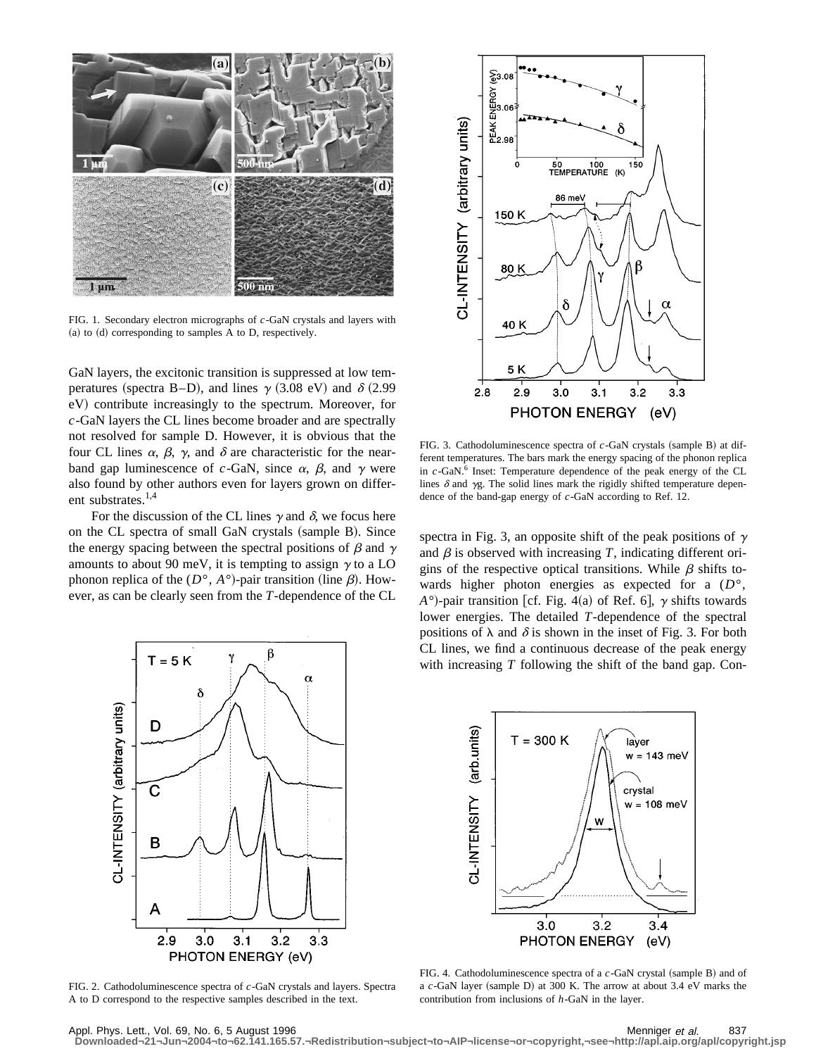FIG. 1. Secondary electron micrographs of $c$-GaN crystals and layers with (a) to (d) corresponding to samples A to D, respectively.

GaN layers, the excitonic transition is suppressed at low temperatures (spectra B–D), and lines $\gamma$ (3.08 eV) and $\delta$ (2.99 eV) contribute increasingly to the spectrum. Moreover, for $c$-GaN layers the CL lines become broader and are spectrally not resolved for sample D. However, it is obvious that the four CL lines $\alpha$, $\beta$, $\gamma$, and $\delta$ are characteristic for the near-band gap luminescence of $c$-GaN, since $\alpha$, $\beta$, and $\gamma$ were also found by other authors even for layers grown on different substrates.[1,4]

For the discussion of the CL lines $\gamma$ and $\delta$, we focus here on the CL spectra of small GaN crystals (sample B). Since the energy spacing between the spectral positions of $\beta$ and $\gamma$ amounts to about 90 meV, it is tempting to assign $\gamma$ to a LO phonon replica of the ($D°$, $A°$)-pair transition (line $\beta$). However, as can be clearly seen from the $T$-dependence of the CL spectra in Fig. 3, an opposite shift of the peak positions of $\gamma$ and $\beta$ is observed with increasing $T$, indicating different origins of the respective optical transitions. While $\beta$ shifts towards higher photon energies as expected for a ($D°$, $A°$)-pair transition [cf. Fig. 4(a) of Ref. 6], $\gamma$ shifts towards lower energies. The detailed $T$-dependence of the spectral positions of $\lambda$ and $\delta$ is shown in the inset of Fig. 3. For both CL lines, we find a continuous decrease of the peak energy with increasing $T$ following the shift of the band gap. Con-

FIG. 2. Cathodoluminescence spectra of $c$-GaN crystals and layers. Spectra A to D correspond to the respective samples described in the text.

FIG. 3. Cathodoluminescence spectra of $c$-GaN crystals (sample B) at different temperatures. The bars mark the energy spacing of the phonon replica in $c$-GaN.[6] Inset: Temperature dependence of the peak energy of the CL lines $\delta$ and $\gamma$g. The solid lines mark the rigidly shifted temperature dependence of the band-gap energy of $c$-GaN according to Ref. 12.

FIG. 4. Cathodoluminescence spectra of a $c$-GaN crystal (sample B) and of a $c$-GaN layer (sample D) at 300 K. The arrow at about 3.4 eV marks the contribution from inclusions of $h$-GaN in the layer.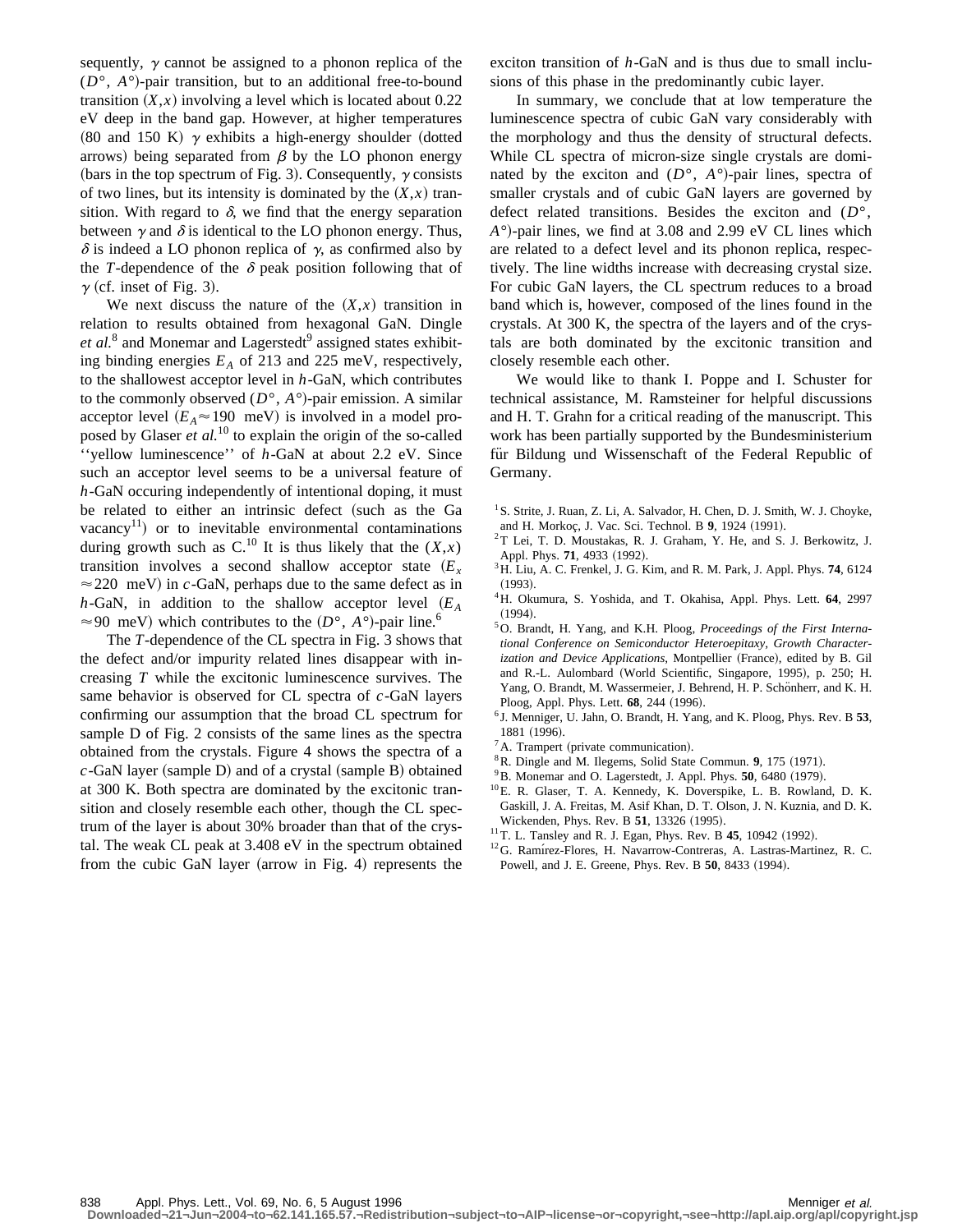sequently, $\gamma$ cannot be assigned to a phonon replica of the $(D°, A°)$-pair transition, but to an additional free-to-bound transition $(X,x)$ involving a level which is located about 0.22 eV deep in the band gap. However, at higher temperatures (80 and 150 K) $\gamma$ exhibits a high-energy shoulder (dotted arrows) being separated from $\beta$ by the LO phonon energy (bars in the top spectrum of Fig. 3). Consequently, $\gamma$ consists of two lines, but its intensity is dominated by the $(X,x)$ transition. With regard to $\delta$, we find that the energy separation between $\gamma$ and $\delta$ is identical to the LO phonon energy. Thus, $\delta$ is indeed a LO phonon replica of $\gamma$, as confirmed also by the $T$-dependence of the $\delta$ peak position following that of $\gamma$ (cf. inset of Fig. 3).

We next discuss the nature of the $(X,x)$ transition in relation to results obtained from hexagonal GaN. Dingle *et al.*[8] and Monemar and Lagerstedt[9] assigned states exhibiting binding energies $E_A$ of 213 and 225 meV, respectively, to the shallowest acceptor level in $h$-GaN, which contributes to the commonly observed $(D°, A°)$-pair emission. A similar acceptor level ($E_A \approx 190$ meV) is involved in a model proposed by Glaser *et al.*[10] to explain the origin of the so-called ''yellow luminescence'' of $h$-GaN at about 2.2 eV. Since such an acceptor level seems to be a universal feature of $h$-GaN occuring independently of intentional doping, it must be related to either an intrinsic defect (such as the Ga vacancy[11]) or to inevitable environmental contaminations during growth such as C.[10] It is thus likely that the $(X,x)$ transition involves a second shallow acceptor state ($E_x \approx 220$ meV) in $c$-GaN, perhaps due to the same defect as in $h$-GaN, in addition to the shallow acceptor level ($E_A \approx 90$ meV) which contributes to the $(D°, A°)$-pair line.[6]

The $T$-dependence of the CL spectra in Fig. 3 shows that the defect and/or impurity related lines disappear with increasing $T$ while the excitonic luminescence survives. The same behavior is observed for CL spectra of $c$-GaN layers confirming our assumption that the broad CL spectrum for sample D of Fig. 2 consists of the same lines as the spectra obtained from the crystals. Figure 4 shows the spectra of a $c$-GaN layer (sample D) and of a crystal (sample B) obtained at 300 K. Both spectra are dominated by the excitonic transition and closely resemble each other, though the CL spectrum of the layer is about 30% broader than that of the crystal. The weak CL peak at 3.408 eV in the spectrum obtained from the cubic GaN layer (arrow in Fig. 4) represents the exciton transition of $h$-GaN and is thus due to small inclusions of this phase in the predominantly cubic layer.

In summary, we conclude that at low temperature the luminescence spectra of cubic GaN vary considerably with the morphology and thus the density of structural defects. While CL spectra of micron-size single crystals are dominated by the exciton and $(D°, A°)$-pair lines, spectra of smaller crystals and of cubic GaN layers are governed by defect related transitions. Besides the exciton and $(D°, A°)$-pair lines, we find at 3.08 and 2.99 eV CL lines which are related to a defect level and its phonon replica, respectively. The line widths increase with decreasing crystal size. For cubic GaN layers, the CL spectrum reduces to a broad band which is, however, composed of the lines found in the crystals. At 300 K, the spectra of the layers and of the crystals are both dominated by the excitonic transition and closely resemble each other.

We would like to thank I. Poppe and I. Schuster for technical assistance, M. Ramsteiner for helpful discussions and H. T. Grahn for a critical reading of the manuscript. This work has been partially supported by the Bundesministerium für Bildung und Wissenschaft of the Federal Republic of Germany.

[1] S. Strite, J. Ruan, Z. Li, A. Salvador, H. Chen, D. J. Smith, W. J. Choyke, and H. Morkoç, J. Vac. Sci. Technol. B **9**, 1924 (1991).
[2] T Lei, T. D. Moustakas, R. J. Graham, Y. He, and S. J. Berkowitz, J. Appl. Phys. **71**, 4933 (1992).
[3] H. Liu, A. C. Frenkel, J. G. Kim, and R. M. Park, J. Appl. Phys. **74**, 6124 (1993).
[4] H. Okumura, S. Yoshida, and T. Okahisa, Appl. Phys. Lett. **64**, 2997 (1994).
[5] O. Brandt, H. Yang, and K.H. Ploog, *Proceedings of the First International Conference on Semiconductor Heteroepitaxy, Growth Characterization and Device Applications*, Montpellier (France), edited by B. Gil and R.-L. Aulombard (World Scientific, Singapore, 1995), p. 250; H. Yang, O. Brandt, M. Wassermeier, J. Behrend, H. P. Schönherr, and K. H. Ploog, Appl. Phys. Lett. **68**, 244 (1996).
[6] J. Menniger, U. Jahn, O. Brandt, H. Yang, and K. Ploog, Phys. Rev. B **53**, 1881 (1996).
[7] A. Trampert (private communication).
[8] R. Dingle and M. Ilegems, Solid State Commun. **9**, 175 (1971).
[9] B. Monemar and O. Lagerstedt, J. Appl. Phys. **50**, 6480 (1979).
[10] E. R. Glaser, T. A. Kennedy, K. Doverspike, L. B. Rowland, D. K. Gaskill, J. A. Freitas, M. Asif Khan, D. T. Olson, J. N. Kuznia, and D. K. Wickenden, Phys. Rev. B **51**, 13326 (1995).
[11] T. L. Tansley and R. J. Egan, Phys. Rev. B **45**, 10942 (1992).
[12] G. Ramírez-Flores, H. Navarrow-Contreras, A. Lastras-Martinez, R. C. Powell, and J. E. Greene, Phys. Rev. B **50**, 8433 (1994).